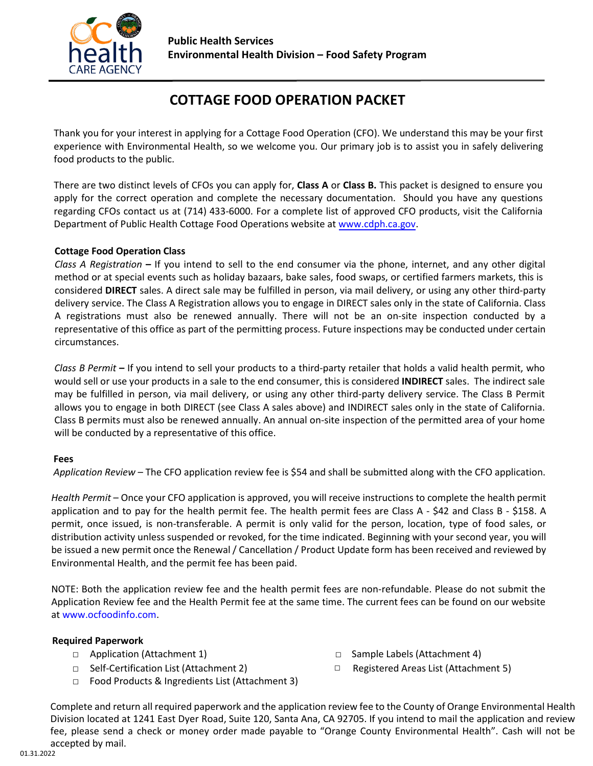**Public Health Services**
**Environmental Health Division – Food Safety Program**

# COTTAGE FOOD OPERATION PACKET

Thank you for your interest in applying for a Cottage Food Operation (CFO). We understand this may be your first experience with Environmental Health, so we welcome you. Our primary job is to assist you in safely delivering food products to the public.

There are two distinct levels of CFOs you can apply for, **Class A** or **Class B.** This packet is designed to ensure you apply for the correct operation and complete the necessary documentation. Should you have any questions regarding CFOs contact us at (714) 433-6000. For a complete list of approved CFO products, visit the California Department of Public Health Cottage Food Operations website at www.cdph.ca.gov.

### Cottage Food Operation Class

*Class A Registration* **–** If you intend to sell to the end consumer via the phone, internet, and any other digital method or at special events such as holiday bazaars, bake sales, food swaps, or certified farmers markets, this is considered **DIRECT** sales. A direct sale may be fulfilled in person, via mail delivery, or using any other third-party delivery service. The Class A Registration allows you to engage in DIRECT sales only in the state of California. Class A registrations must also be renewed annually. There will not be an on-site inspection conducted by a representative of this office as part of the permitting process. Future inspections may be conducted under certain circumstances.

*Class B Permit* **–** If you intend to sell your products to a third-party retailer that holds a valid health permit, who would sell or use your products in a sale to the end consumer, this is considered **INDIRECT** sales. The indirect sale may be fulfilled in person, via mail delivery, or using any other third-party delivery service. The Class B Permit allows you to engage in both DIRECT (see Class A sales above) and INDIRECT sales only in the state of California. Class B permits must also be renewed annually. An annual on-site inspection of the permitted area of your home will be conducted by a representative of this office.

### Fees

*Application Review* – The CFO application review fee is $54 and shall be submitted along with the CFO application.

*Health Permit* – Once your CFO application is approved, you will receive instructions to complete the health permit application and to pay for the health permit fee. The health permit fees are Class A - $42 and Class B - $158. A permit, once issued, is non-transferable. A permit is only valid for the person, location, type of food sales, or distribution activity unless suspended or revoked, for the time indicated. Beginning with your second year, you will be issued a new permit once the Renewal / Cancellation / Product Update form has been received and reviewed by Environmental Health, and the permit fee has been paid.

NOTE: Both the application review fee and the health permit fees are non-refundable. Please do not submit the Application Review fee and the Health Permit fee at the same time. The current fees can be found on our website at www.ocfoodinfo.com.

### Required Paperwork

- ☐ Application (Attachment 1)
- ☐ Self-Certification List (Attachment 2)
- ☐ Food Products & Ingredients List (Attachment 3)
- ☐ Sample Labels (Attachment 4)
- ☐ Registered Areas List (Attachment 5)

Complete and return all required paperwork and the application review fee to the County of Orange Environmental Health Division located at 1241 East Dyer Road, Suite 120, Santa Ana, CA 92705. If you intend to mail the application and review fee, please send a check or money order made payable to "Orange County Environmental Health". Cash will not be accepted by mail.

01.31.2022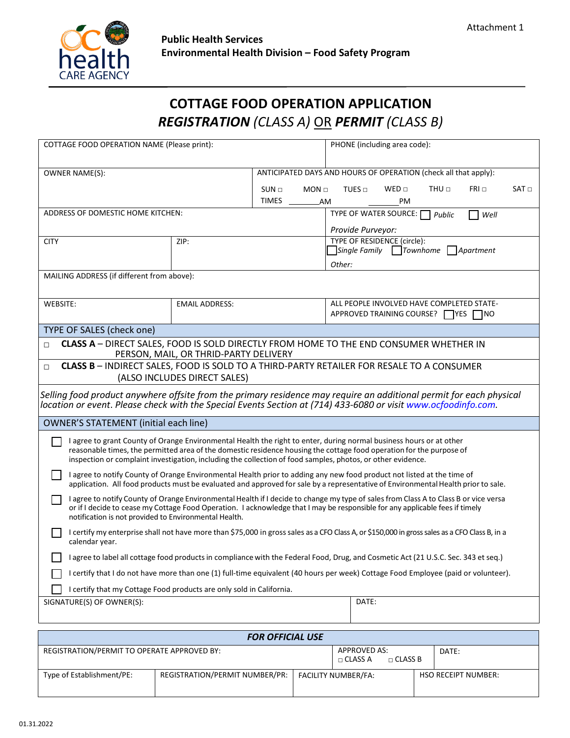Attachment 1

**Public Health Services**
**Environmental Health Division – Food Safety Program**

# COTTAGE FOOD OPERATION APPLICATION

## *REGISTRATION (CLASS A)* OR *PERMIT (CLASS B)*

| | |
|---|---|
| COTTAGE FOOD OPERATION NAME (Please print): | PHONE (including area code): |
| OWNER NAME(S): | ANTICIPATED DAYS AND HOURS OF OPERATION (check all that apply): SUN □ MON □ TUES □ WED □ THU □ FRI □ SAT □ TIMES ________AM ________PM |
| ADDRESS OF DOMESTIC HOME KITCHEN: | TYPE OF WATER SOURCE: ☐ *Public* ☐ *Well* *Provide Purveyor:* |
| CITY ZIP: | TYPE OF RESIDENCE (circle): ☐ *Single Family* ☐ *Townhome* ☐ *Apartment* *Other:* |
| MAILING ADDRESS (if different from above): | |
| WEBSITE: EMAIL ADDRESS: | ALL PEOPLE INVOLVED HAVE COMPLETED STATE-APPROVED TRAINING COURSE? ☐ YES ☐ NO |

### TYPE OF SALES (check one)

□ **CLASS A** – DIRECT SALES, FOOD IS SOLD DIRECTLY FROM HOME TO THE END CONSUMER WHETHER IN PERSON, MAIL, OR THRID-PARTY DELIVERY

□ **CLASS B** – INDIRECT SALES, FOOD IS SOLD TO A THIRD-PARTY RETAILER FOR RESALE TO A CONSUMER (ALSO INCLUDES DIRECT SALES)

*Selling food product anywhere offsite from the primary residence may require an additional permit for each physical location or event. Please check with the Special Events Section at (714) 433-6080 or visit www.ocfoodinfo.com.*

### OWNER'S STATEMENT (initial each line)

☐ I agree to grant County of Orange Environmental Health the right to enter, during normal business hours or at other reasonable times, the permitted area of the domestic residence housing the cottage food operation for the purpose of inspection or complaint investigation, including the collection of food samples, photos, or other evidence.

☐ I agree to notify County of Orange Environmental Health prior to adding any new food product not listed at the time of application. All food products must be evaluated and approved for sale by a representative of Environmental Health prior to sale.

☐ I agree to notify County of Orange Environmental Health if I decide to change my type of sales from Class A to Class B or vice versa or if I decide to cease my Cottage Food Operation. I acknowledge that I may be responsible for any applicable fees if timely notification is not provided to Environmental Health.

☐ I certify my enterprise shall not have more than $75,000 in gross sales as a CFO Class A, or $150,000 in gross sales as a CFO Class B, in a calendar year.

☐ I agree to label all cottage food products in compliance with the Federal Food, Drug, and Cosmetic Act (21 U.S.C. Sec. 343 et seq.)

☐ I certify that I do not have more than one (1) full-time equivalent (40 hours per week) Cottage Food Employee (paid or volunteer).

☐ I certify that my Cottage Food products are only sold in California.

| SIGNATURE(S) OF OWNER(S): | DATE: |
|---|---|
| | |

### *FOR OFFICIAL USE*

| REGISTRATION/PERMIT TO OPERATE APPROVED BY: | | APPROVED AS: □ CLASS A □ CLASS B | DATE: |
|---|---|---|---|
| Type of Establishment/PE: | REGISTRATION/PERMIT NUMBER/PR: | FACILITY NUMBER/FA: | HSO RECEIPT NUMBER: |

01.31.2022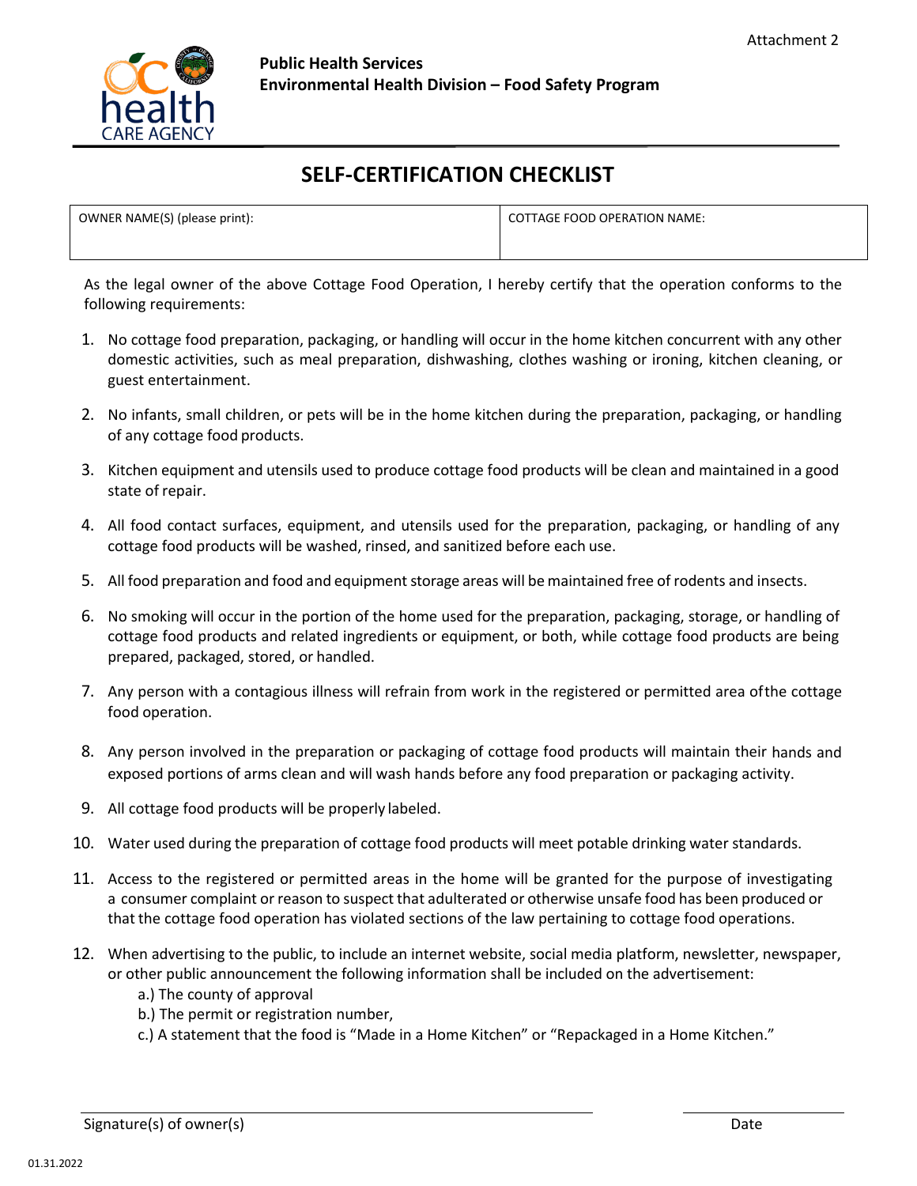Attachment 2

**Public Health Services**
**Environmental Health Division – Food Safety Program**

# SELF-CERTIFICATION CHECKLIST

| OWNER NAME(S) (please print): | COTTAGE FOOD OPERATION NAME: |
|---|---|
| | |

As the legal owner of the above Cottage Food Operation, I hereby certify that the operation conforms to the following requirements:

1. No cottage food preparation, packaging, or handling will occur in the home kitchen concurrent with any other domestic activities, such as meal preparation, dishwashing, clothes washing or ironing, kitchen cleaning, or guest entertainment.
2. No infants, small children, or pets will be in the home kitchen during the preparation, packaging, or handling of any cottage food products.
3. Kitchen equipment and utensils used to produce cottage food products will be clean and maintained in a good state of repair.
4. All food contact surfaces, equipment, and utensils used for the preparation, packaging, or handling of any cottage food products will be washed, rinsed, and sanitized before each use.
5. All food preparation and food and equipment storage areas will be maintained free of rodents and insects.
6. No smoking will occur in the portion of the home used for the preparation, packaging, storage, or handling of cottage food products and related ingredients or equipment, or both, while cottage food products are being prepared, packaged, stored, or handled.
7. Any person with a contagious illness will refrain from work in the registered or permitted area of the cottage food operation.
8. Any person involved in the preparation or packaging of cottage food products will maintain their hands and exposed portions of arms clean and will wash hands before any food preparation or packaging activity.
9. All cottage food products will be properly labeled.
10. Water used during the preparation of cottage food products will meet potable drinking water standards.
11. Access to the registered or permitted areas in the home will be granted for the purpose of investigating a consumer complaint or reason to suspect that adulterated or otherwise unsafe food has been produced or that the cottage food operation has violated sections of the law pertaining to cottage food operations.
12. When advertising to the public, to include an internet website, social media platform, newsletter, newspaper, or other public announcement the following information shall be included on the advertisement:
    a.) The county of approval
    b.) The permit or registration number,
    c.) A statement that the food is "Made in a Home Kitchen" or "Repackaged in a Home Kitchen."

Signature(s) of owner(s) ____________________ Date ____________

01.31.2022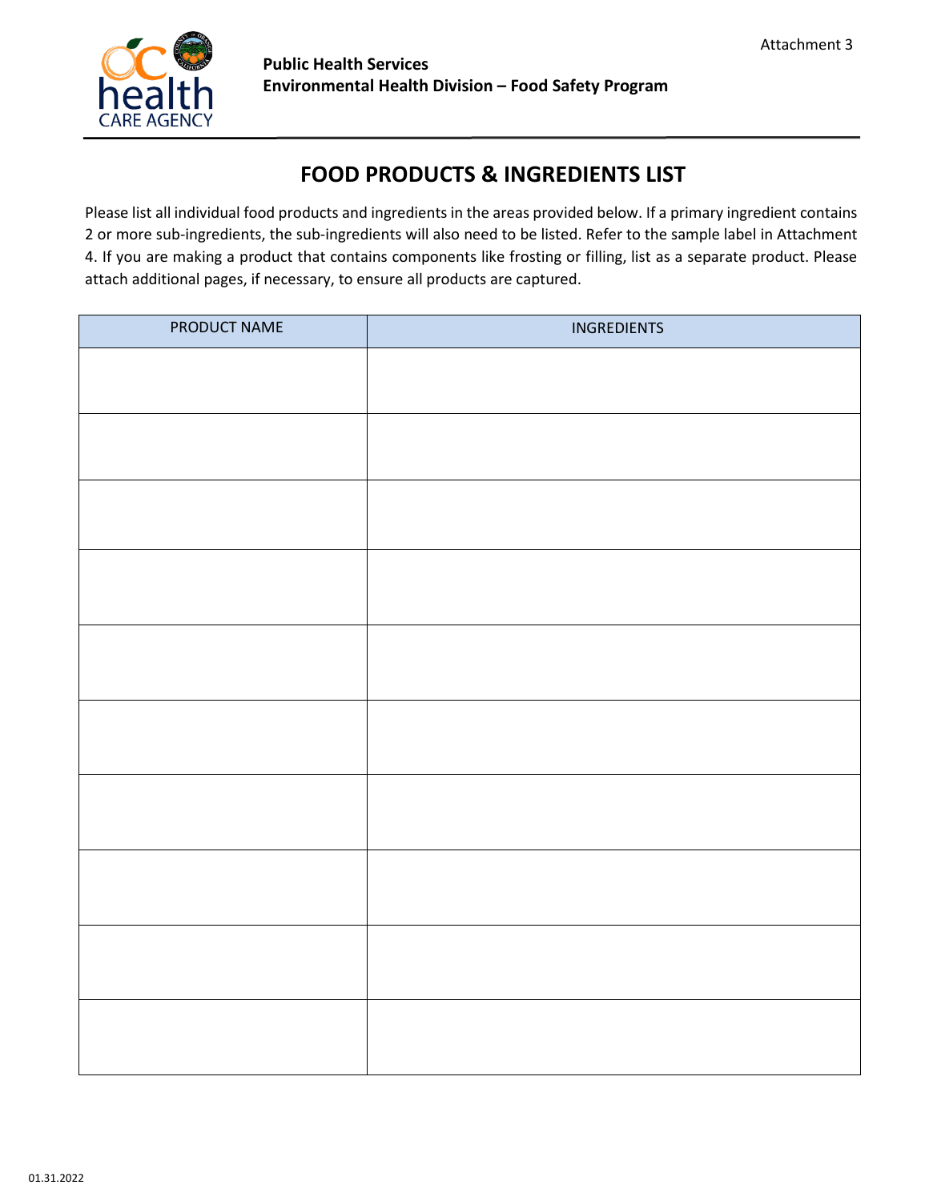Attachment 3

**Public Health Services**
**Environmental Health Division – Food Safety Program**

# FOOD PRODUCTS & INGREDIENTS LIST

Please list all individual food products and ingredients in the areas provided below. If a primary ingredient contains 2 or more sub-ingredients, the sub-ingredients will also need to be listed. Refer to the sample label in Attachment 4. If you are making a product that contains components like frosting or filling, list as a separate product. Please attach additional pages, if necessary, to ensure all products are captured.

| PRODUCT NAME | INGREDIENTS |
| --- | --- |
| | |
| | |
| | |
| | |
| | |
| | |
| | |
| | |
| | |
| | |

01.31.2022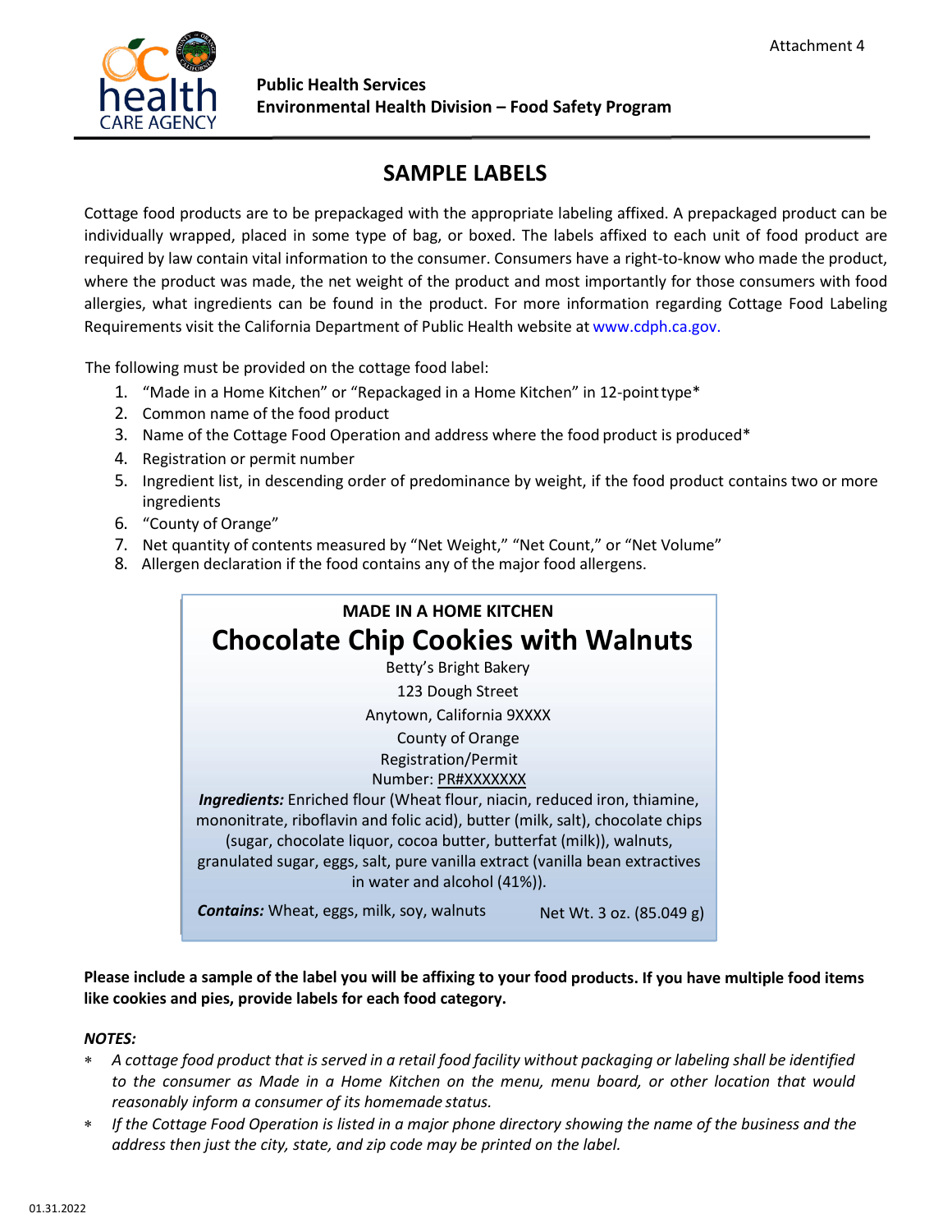Attachment 4

**Public Health Services**
**Environmental Health Division – Food Safety Program**

# SAMPLE LABELS

Cottage food products are to be prepackaged with the appropriate labeling affixed. A prepackaged product can be individually wrapped, placed in some type of bag, or boxed. The labels affixed to each unit of food product are required by law contain vital information to the consumer. Consumers have a right-to-know who made the product, where the product was made, the net weight of the product and most importantly for those consumers with food allergies, what ingredients can be found in the product. For more information regarding Cottage Food Labeling Requirements visit the California Department of Public Health website at www.cdph.ca.gov.

The following must be provided on the cottage food label:

1. "Made in a Home Kitchen" or "Repackaged in a Home Kitchen" in 12-point type*
2. Common name of the food product
3. Name of the Cottage Food Operation and address where the food product is produced*
4. Registration or permit number
5. Ingredient list, in descending order of predominance by weight, if the food product contains two or more ingredients
6. "County of Orange"
7. Net quantity of contents measured by "Net Weight," "Net Count," or "Net Volume"
8. Allergen declaration if the food contains any of the major food allergens.

---

**MADE IN A HOME KITCHEN**

## Chocolate Chip Cookies with Walnuts

Betty's Bright Bakery
123 Dough Street
Anytown, California 9XXXX
County of Orange
Registration/Permit
Number: PR#XXXXXXX

***Ingredients:*** Enriched flour (Wheat flour, niacin, reduced iron, thiamine, mononitrate, riboflavin and folic acid), butter (milk, salt), chocolate chips (sugar, chocolate liquor, cocoa butter, butterfat (milk)), walnuts, granulated sugar, eggs, salt, pure vanilla extract (vanilla bean extractives in water and alcohol (41%)).

***Contains:*** Wheat, eggs, milk, soy, walnuts    Net Wt. 3 oz. (85.049 g)

---

**Please include a sample of the label you will be affixing to your food products. If you have multiple food items like cookies and pies, provide labels for each food category.**

***NOTES:***

* *A cottage food product that is served in a retail food facility without packaging or labeling shall be identified to the consumer as Made in a Home Kitchen on the menu, menu board, or other location that would reasonably inform a consumer of its homemade status.*
* *If the Cottage Food Operation is listed in a major phone directory showing the name of the business and the address then just the city, state, and zip code may be printed on the label.*

01.31.2022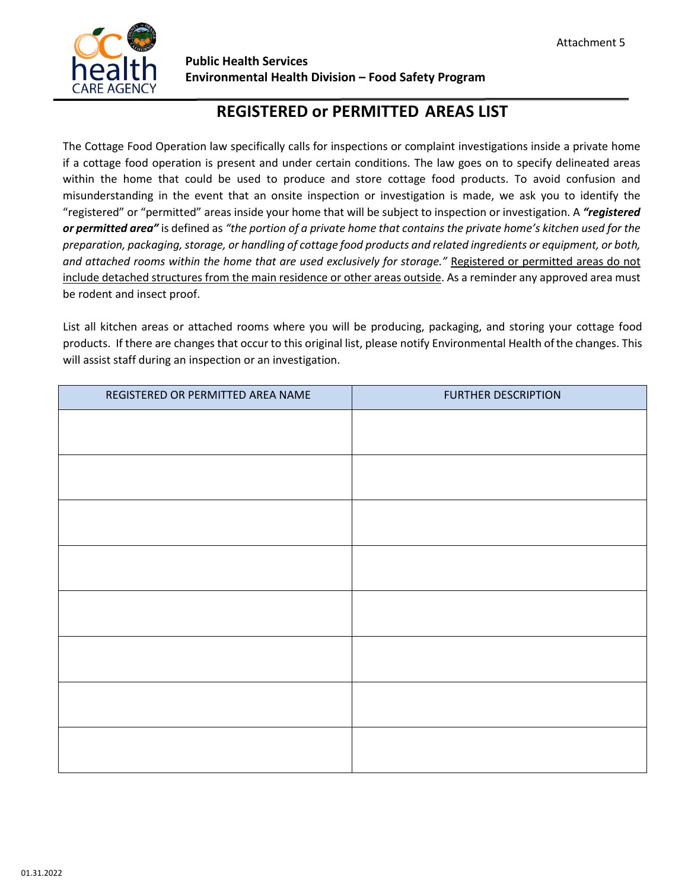Attachment 5

**Public Health Services**
**Environmental Health Division – Food Safety Program**

# REGISTERED or PERMITTED AREAS LIST

The Cottage Food Operation law specifically calls for inspections or complaint investigations inside a private home if a cottage food operation is present and under certain conditions. The law goes on to specify delineated areas within the home that could be used to produce and store cottage food products. To avoid confusion and misunderstanding in the event that an onsite inspection or investigation is made, we ask you to identify the "registered" or "permitted" areas inside your home that will be subject to inspection or investigation. A ***"registered or permitted area"*** is defined as *"the portion of a private home that contains the private home's kitchen used for the preparation, packaging, storage, or handling of cottage food products and related ingredients or equipment, or both, and attached rooms within the home that are used exclusively for storage."* Registered or permitted areas do not include detached structures from the main residence or other areas outside. As a reminder any approved area must be rodent and insect proof.

List all kitchen areas or attached rooms where you will be producing, packaging, and storing your cottage food products. If there are changes that occur to this original list, please notify Environmental Health of the changes. This will assist staff during an inspection or an investigation.

| REGISTERED OR PERMITTED AREA NAME | FURTHER DESCRIPTION |
|---|---|
| | |
| | |
| | |
| | |
| | |
| | |
| | |
| | |

01.31.2022